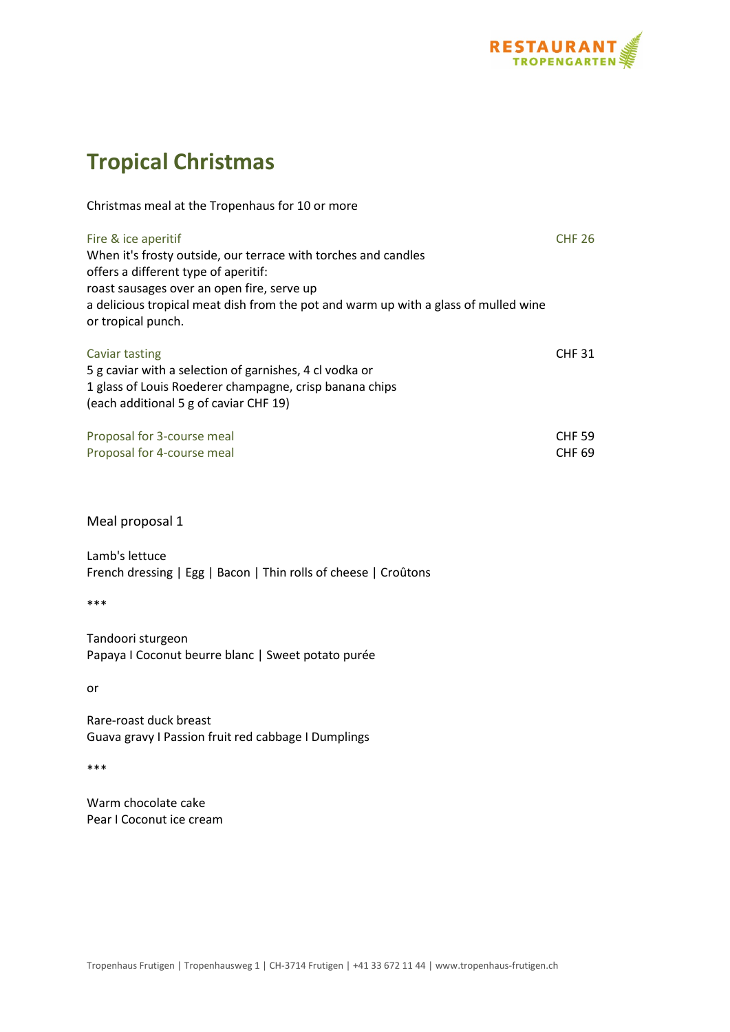RESTAURANT TROPENGARTEN

# Tropical Christmas

Christmas meal at the Tropenhaus for 10 or more

Fire & ice aperitif — CHF 26

When it's frosty outside, our terrace with torches and candles offers a different type of aperitif: roast sausages over an open fire, serve up a delicious tropical meat dish from the pot and warm up with a glass of mulled wine or tropical punch.

Caviar tasting — CHF 31

5 g caviar with a selection of garnishes, 4 cl vodka or 1 glass of Louis Roederer champagne, crisp banana chips (each additional 5 g of caviar CHF 19)

| | |
|---|---|
| Proposal for 3-course meal | CHF 59 |
| Proposal for 4-course meal | CHF 69 |

Meal proposal 1

Lamb's lettuce
French dressing | Egg | Bacon | Thin rolls of cheese | Croûtons

***

Tandoori sturgeon
Papaya I Coconut beurre blanc | Sweet potato purée

or

Rare-roast duck breast
Guava gravy I Passion fruit red cabbage I Dumplings

***

Warm chocolate cake
Pear I Coconut ice cream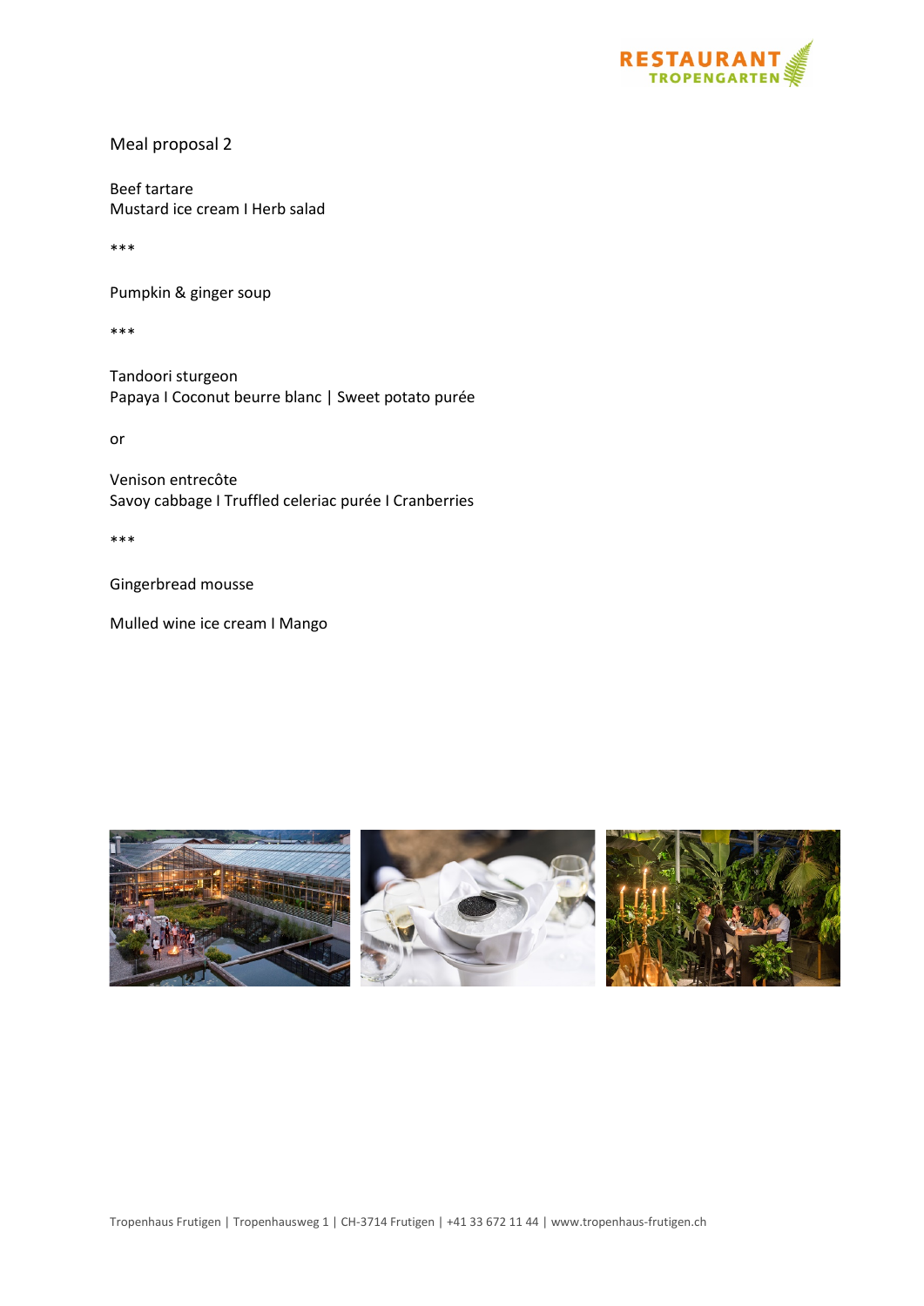Meal proposal 2

Beef tartare
Mustard ice cream I Herb salad

***

Pumpkin & ginger soup

***

Tandoori sturgeon
Papaya I Coconut beurre blanc | Sweet potato purée

or

Venison entrecôte
Savoy cabbage I Truffled celeriac purée I Cranberries

***

Gingerbread mousse

Mulled wine ice cream I Mango